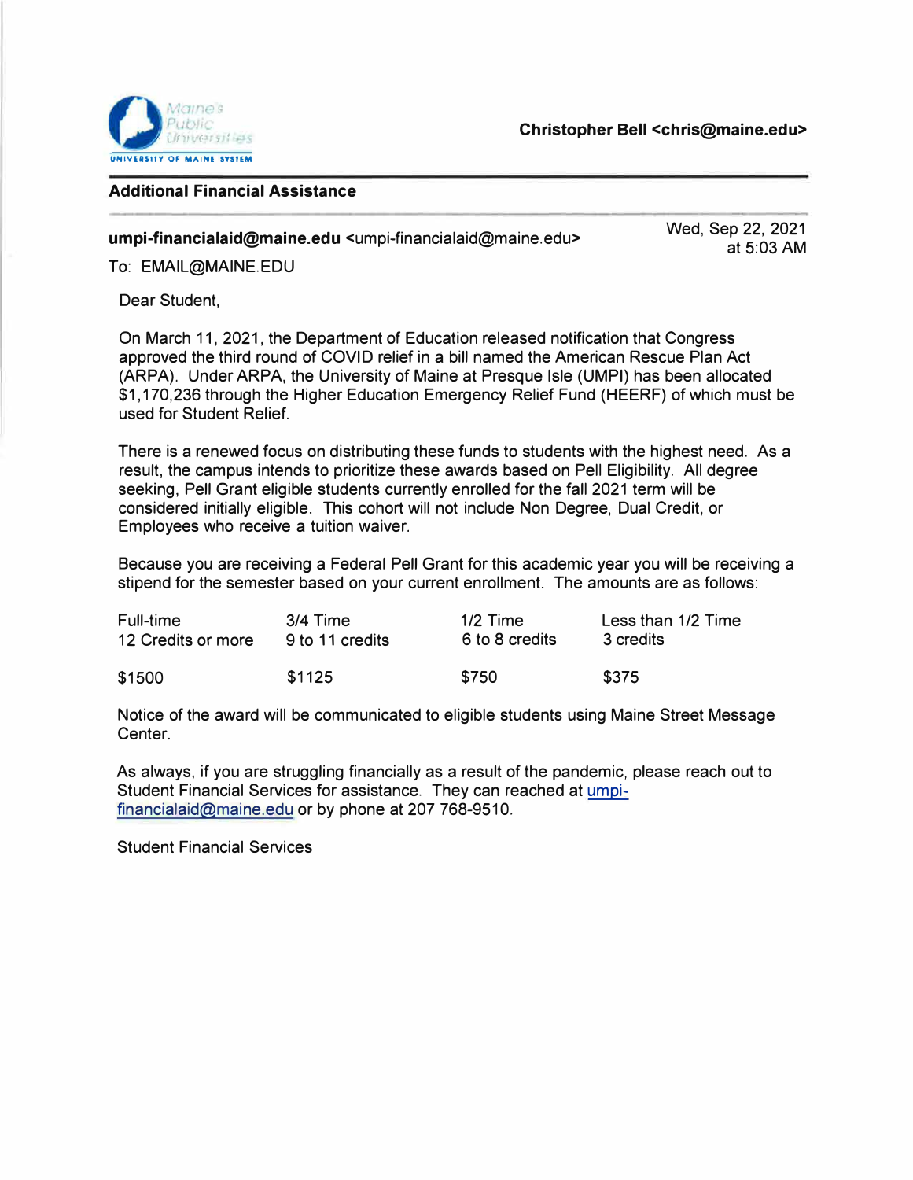Maine's Public Universities
UNIVERSITY OF MAINE SYSTEM

**Christopher Bell <chris@maine.edu>**

---

**Additional Financial Assistance**

---

**umpi-financialaid@maine.edu** <umpi-financialaid@maine.edu>

Wed, Sep 22, 2021 at 5:03 AM

To: EMAIL@MAINE.EDU

Dear Student,

On March 11, 2021, the Department of Education released notification that Congress approved the third round of COVID relief in a bill named the American Rescue Plan Act (ARPA). Under ARPA, the University of Maine at Presque Isle (UMPI) has been allocated $1,170,236 through the Higher Education Emergency Relief Fund (HEERF) of which must be used for Student Relief.

There is a renewed focus on distributing these funds to students with the highest need. As a result, the campus intends to prioritize these awards based on Pell Eligibility. All degree seeking, Pell Grant eligible students currently enrolled for the fall 2021 term will be considered initially eligible. This cohort will not include Non Degree, Dual Credit, or Employees who receive a tuition waiver.

Because you are receiving a Federal Pell Grant for this academic year you will be receiving a stipend for the semester based on your current enrollment. The amounts are as follows:

| Full-time<br>12 Credits or more | 3/4 Time<br>9 to 11 credits | 1/2 Time<br>6 to 8 credits | Less than 1/2 Time<br>3 credits |
|---|---|---|---|
| $1500 | $1125 | $750 | $375 |

Notice of the award will be communicated to eligible students using Maine Street Message Center.

As always, if you are struggling financially as a result of the pandemic, please reach out to Student Financial Services for assistance. They can reached at umpi-financialaid@maine.edu or by phone at 207 768-9510.

Student Financial Services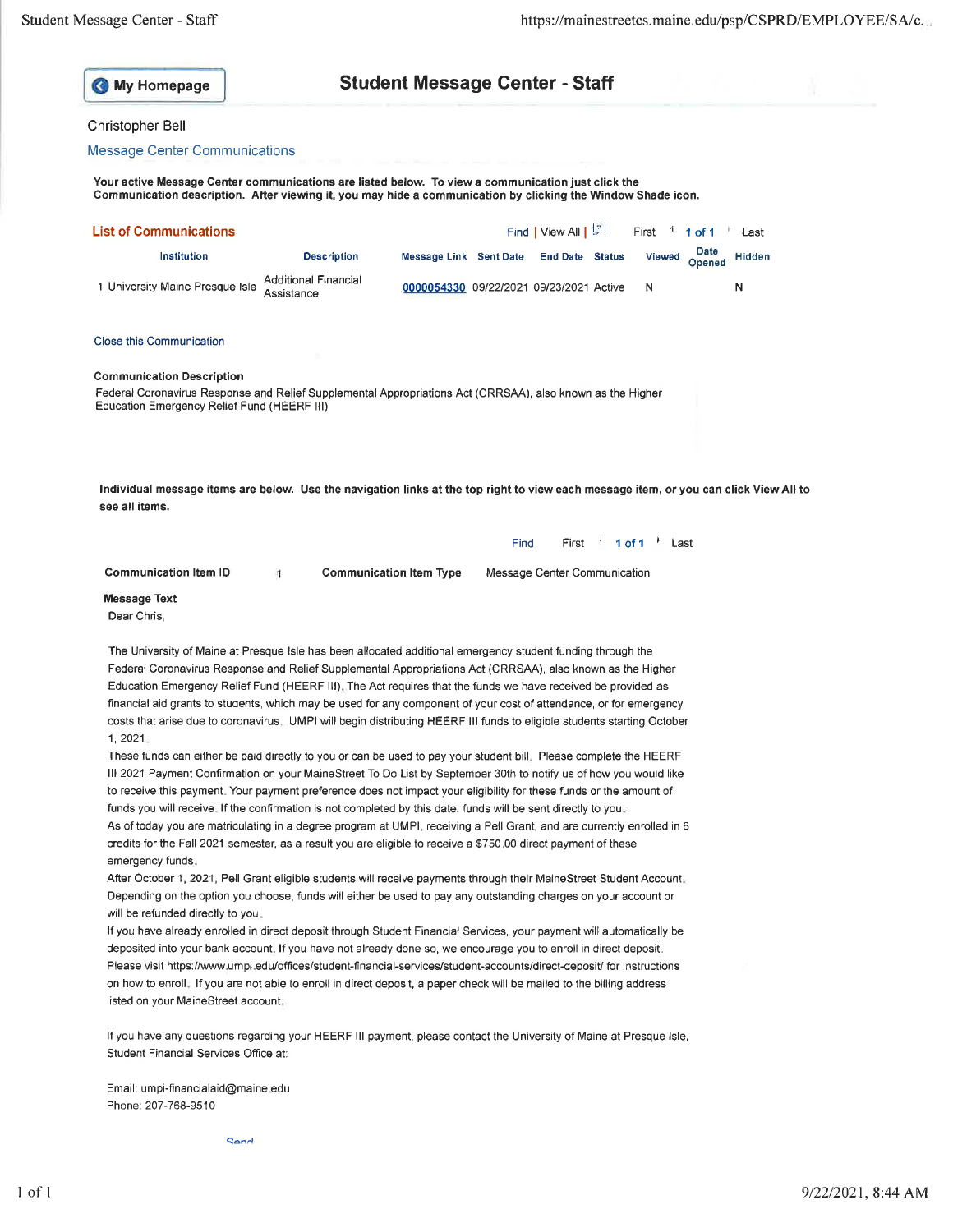My Homepage

# Student Message Center - Staff

Christopher Bell

Message Center Communications

**Your active Message Center communications are listed below. To view a communication just click the Communication description. After viewing it, you may hide a communication by clicking the Window Shade icon.**

## List of Communications

Find | View All | First 1 of 1 Last

| | Institution | Description | Message Link | Sent Date | End Date | Status | Viewed | Date Opened | Hidden |
|---|---|---|---|---|---|---|---|---|---|
| 1 | University Maine Presque Isle | Additional Financial Assistance | 0000054330 | 09/22/2021 | 09/23/2021 | Active | N | | N |

Close this Communication

**Communication Description**

Federal Coronavirus Response and Relief Supplemental Appropriations Act (CRRSAA), also known as the Higher Education Emergency Relief Fund (HEERF III)

**Individual message items are below. Use the navigation links at the top right to view each message item, or you can click View All to see all items.**

Find First 1 of 1 Last

**Communication Item ID** 1 **Communication Item Type** Message Center Communication

**Message Text**

Dear Chris,

The University of Maine at Presque Isle has been allocated additional emergency student funding through the Federal Coronavirus Response and Relief Supplemental Appropriations Act (CRRSAA), also known as the Higher Education Emergency Relief Fund (HEERF III). The Act requires that the funds we have received be provided as financial aid grants to students, which may be used for any component of your cost of attendance, or for emergency costs that arise due to coronavirus. UMPI will begin distributing HEERF III funds to eligible students starting October 1, 2021.

These funds can either be paid directly to you or can be used to pay your student bill. Please complete the HEERF III 2021 Payment Confirmation on your MaineStreet To Do List by September 30th to notify us of how you would like to receive this payment. Your payment preference does not impact your eligibility for these funds or the amount of funds you will receive. If the confirmation is not completed by this date, funds will be sent directly to you.

As of today you are matriculating in a degree program at UMPI, receiving a Pell Grant, and are currently enrolled in 6 credits for the Fall 2021 semester, as a result you are eligible to receive a $750.00 direct payment of these emergency funds.

After October 1, 2021, Pell Grant eligible students will receive payments through their MaineStreet Student Account. Depending on the option you choose, funds will either be used to pay any outstanding charges on your account or will be refunded directly to you.

If you have already enrolled in direct deposit through Student Financial Services, your payment will automatically be deposited into your bank account. If you have not already done so, we encourage you to enroll in direct deposit. Please visit https://www.umpi.edu/offices/student-financial-services/student-accounts/direct-deposit/ for instructions on how to enroll. If you are not able to enroll in direct deposit, a paper check will be mailed to the billing address listed on your MaineStreet account.

If you have any questions regarding your HEERF III payment, please contact the University of Maine at Presque Isle, Student Financial Services Office at:

Email: umpi-financialaid@maine.edu
Phone: 207-768-9510

Send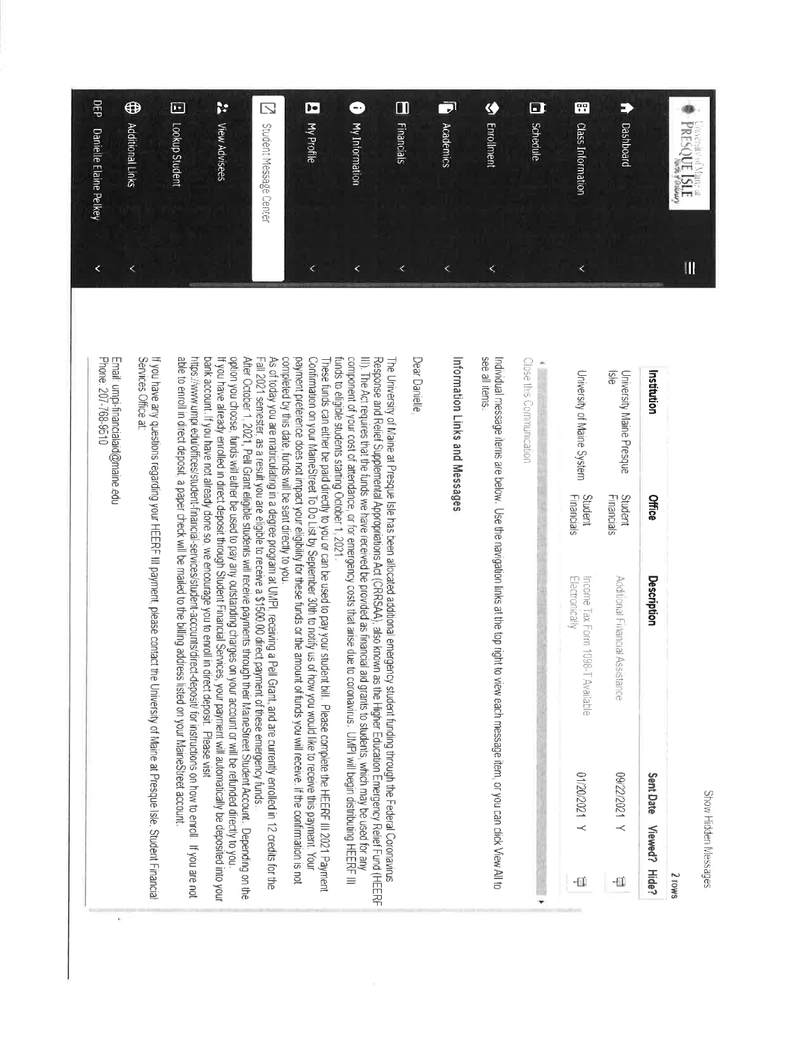University of Maine at PRESQUE ISLE

- Dashboard
- Class Information
- Schedule
- Enrollment
- Academics
- Financials
- My Information
- My Profile
- Student Message Center
- View Advisees
- Lookup Student
- Additional Links
- DEP Danielle Elaine Pelkey

Show Hidden Messages

2 rows

| Institution | Office | Description | Sent Date | Viewed? | Hide? |
|---|---|---|---|---|---|
| University Maine Presque Isle | Student Financials | Additional Financial Assistance | 09/22/2021 | Y | |
| University of Maine System | Student Financials | Income Tax Form 1098-T Available Electronically | 01/20/2021 | Y | |

Close this Communication

Individual message items are below. Use the navigation links at the top right to view each message item, or you can click View All to see all items.

## Information Links and Messages

Dear Danielle,

The University of Maine at Presque Isle has been allocated additional emergency student funding through the Federal Coronavirus Response and Relief Supplemental Appropriations Act (CRRSAA), also known as the Higher Education Emergency Relief Fund (HEERF III). The Act requires that the funds we have received be provided as financial aid grants to students, which may be used for any component of your cost of attendance, or for emergency costs that arise due to coronavirus. UMPI will begin distributing HEERF III funds to eligible students starting October 1, 2021.

These funds can either be paid directly to you or can be used to pay your student bill. Please complete the HEERF III 2021 Payment Confirmation on your MaineStreet To Do List by September 30th to notify us of how you would like to receive this payment. Your payment preference does not impact your eligibility for these funds or the amount of funds you will receive. If the confirmation is not completed by this date, funds will be sent directly to you.

As of today you are matriculating in a degree program at UMPI, receiving a Pell Grant, and are currently enrolled in 12 credits for the Fall 2021 semester, as a result you are eligible to receive a $1500.00 direct payment of these emergency funds.

After October 1, 2021, Pell Grant eligible students will receive payments through their MaineStreet Student Account. Depending on the option you choose, funds will either be used to pay any outstanding charges on your account or will be refunded directly to you.

If you have already enrolled in direct deposit through Student Financial Services, your payment will automatically be deposited into your bank account. If you have not already done so, we encourage you to enroll in direct deposit. Please visit https://www.umpi.edu/offices/student-financial-services/student-accounts/direct-deposit/ for instructions on how to enroll. If you are not able to enroll in direct deposit, a paper check will be mailed to the billing address listed on your MaineStreet account.

If you have any questions regarding your HEERF III payment, please contact the University of Maine at Presque Isle, Student Financial Services Office at:

Email: umpi-financialaid@maine.edu
Phone: 207-768-9510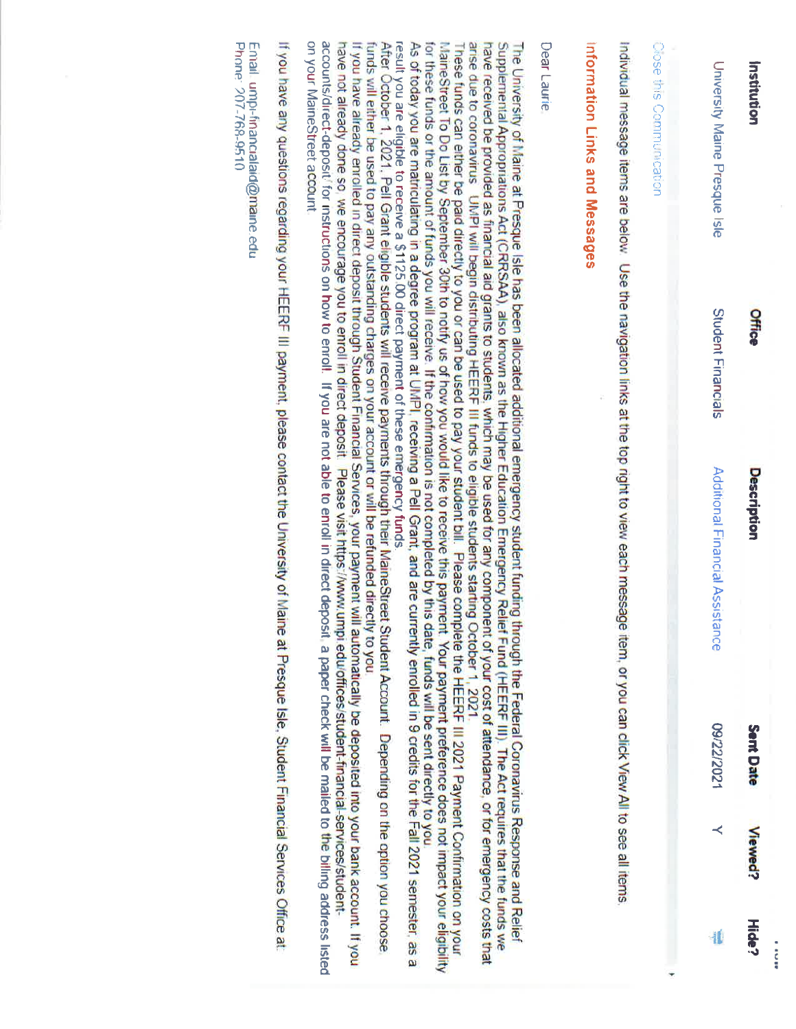| Institution | Office | Description | Sent Date | Viewed? | Hide? |
|---|---|---|---|---|---|
| University Maine Presque Isle | Student Financials | Additional Financial Assistance | 09/22/2021 | Y | |

Close this Communication

Individual message items are below. Use the navigation links at the top right to view each message item, or you can click View All to see all items.

## Information Links and Messages

Dear Laurie

The University of Maine at Presque Isle has been allocated additional emergency student funding through the Federal Coronavirus Response and Relief Supplemental Appropriations Act (CRRSAA), also known as the Higher Education Emergency Relief Fund (HEERF III). The Act requires that the funds we have received be provided as financial aid grants to students, which may be used for any component of your cost of attendance, or for emergency costs that arise due to coronavirus. UMPI will begin distributing HEERF III funds to eligible students starting October 1, 2021.

These funds can either be paid directly to you or can be used to pay your student bill. Please complete the HEERF III 2021 Payment Confirmation on your MaineStreet To Do List by September 30th to notify us of how you would like to receive this payment. Your payment preference does not impact your eligibility for these funds or the amount of funds you will receive. If the confirmation is not completed by this date, funds will be sent directly to you.

As of today you are matriculating in a degree program at UMPI, receiving a Pell Grant, and are currently enrolled in 9 credits for the Fall 2021 semester, as a result you are eligible to receive a $125.00 direct payment of these emergency funds.

After October 1, 2021, Pell Grant eligible students will receive payments through their MaineStreet Student Account. Depending on the option you choose, funds will either be used to pay any outstanding charges on your account or will be refunded directly to you.

If you have already enrolled in direct deposit through Student Financial Services, your payment will automatically be deposited into your bank account. If you have not already done so, we encourage you to enroll in direct deposit. Please visit https://www.umpi.edu/offices/student-financial-services/student-accounts/direct-deposit/ for instructions on how to enroll. If you are not able to enroll in direct deposit, a paper check will be mailed to the billing address listed on your MaineStreet account.

If you have any questions regarding your HEERF III payment, please contact the University of Maine at Presque Isle, Student Financial Services Office at:

Email: umpi-financialaid@maine.edu
Phone: 207-768-9510